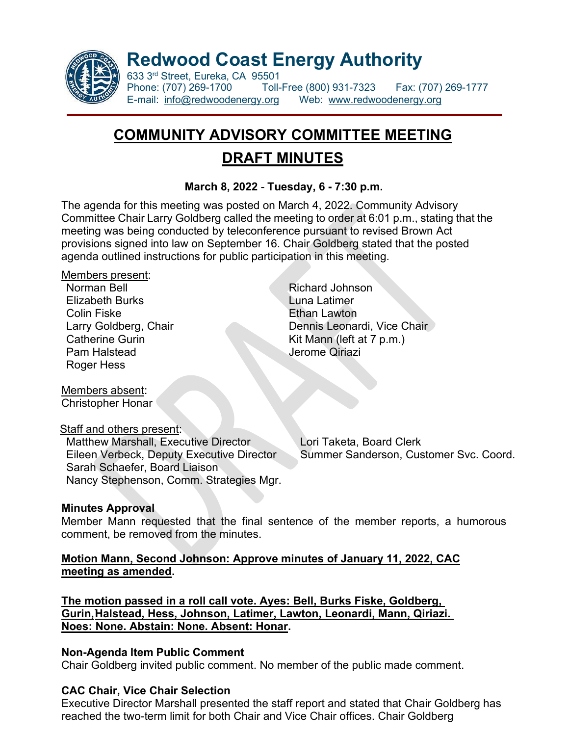# Redwood Coast Energy Authority

633 3rd Street, Eureka, CA 95501
Phone: (707) 269-1700 Toll-Free (800) 931-7323 Fax: (707) 269-1777
E-mail: info@redwoodenergy.org Web: www.redwoodenergy.org

## COMMUNITY ADVISORY COMMITTEE MEETING

## DRAFT MINUTES

**March 8, 2022 - Tuesday, 6 - 7:30 p.m.**

The agenda for this meeting was posted on March 4, 2022. Community Advisory Committee Chair Larry Goldberg called the meeting to order at 6:01 p.m., stating that the meeting was being conducted by teleconference pursuant to revised Brown Act provisions signed into law on September 16. Chair Goldberg stated that the posted agenda outlined instructions for public participation in this meeting.

Members present:

- Norman Bell
- Elizabeth Burks
- Colin Fiske
- Larry Goldberg, Chair
- Catherine Gurin
- Pam Halstead
- Roger Hess
- Richard Johnson
- Luna Latimer
- Ethan Lawton
- Dennis Leonardi, Vice Chair
- Kit Mann (left at 7 p.m.)
- Jerome Qiriazi

Members absent:
Christopher Honar

Staff and others present:

- Matthew Marshall, Executive Director
- Eileen Verbeck, Deputy Executive Director
- Sarah Schaefer, Board Liaison
- Nancy Stephenson, Comm. Strategies Mgr.
- Lori Taketa, Board Clerk
- Summer Sanderson, Customer Svc. Coord.

**Minutes Approval**

Member Mann requested that the final sentence of the member reports, a humorous comment, be removed from the minutes.

**Motion Mann, Second Johnson: Approve minutes of January 11, 2022, CAC meeting as amended.**

**The motion passed in a roll call vote. Ayes: Bell, Burks Fiske, Goldberg, Gurin, Halstead, Hess, Johnson, Latimer, Lawton, Leonardi, Mann, Qiriazi. Noes: None. Abstain: None. Absent: Honar.**

**Non-Agenda Item Public Comment**

Chair Goldberg invited public comment. No member of the public made comment.

**CAC Chair, Vice Chair Selection**

Executive Director Marshall presented the staff report and stated that Chair Goldberg has reached the two-term limit for both Chair and Vice Chair offices. Chair Goldberg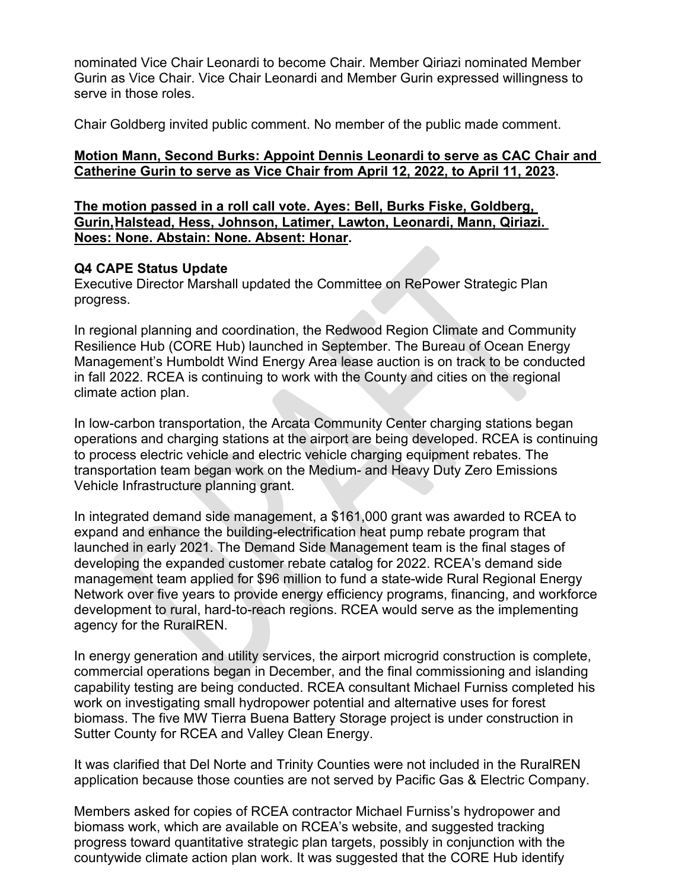nominated Vice Chair Leonardi to become Chair. Member Qiriazi nominated Member Gurin as Vice Chair. Vice Chair Leonardi and Member Gurin expressed willingness to serve in those roles.

Chair Goldberg invited public comment. No member of the public made comment.

**Motion Mann, Second Burks: Appoint Dennis Leonardi to serve as CAC Chair and Catherine Gurin to serve as Vice Chair from April 12, 2022, to April 11, 2023.**

**The motion passed in a roll call vote. Ayes: Bell, Burks Fiske, Goldberg, Gurin, Halstead, Hess, Johnson, Latimer, Lawton, Leonardi, Mann, Qiriazi. Noes: None. Abstain: None. Absent: Honar.**

**Q4 CAPE Status Update**
Executive Director Marshall updated the Committee on RePower Strategic Plan progress.

In regional planning and coordination, the Redwood Region Climate and Community Resilience Hub (CORE Hub) launched in September. The Bureau of Ocean Energy Management's Humboldt Wind Energy Area lease auction is on track to be conducted in fall 2022. RCEA is continuing to work with the County and cities on the regional climate action plan.

In low-carbon transportation, the Arcata Community Center charging stations began operations and charging stations at the airport are being developed. RCEA is continuing to process electric vehicle and electric vehicle charging equipment rebates. The transportation team began work on the Medium- and Heavy Duty Zero Emissions Vehicle Infrastructure planning grant.

In integrated demand side management, a $161,000 grant was awarded to RCEA to expand and enhance the building-electrification heat pump rebate program that launched in early 2021. The Demand Side Management team is the final stages of developing the expanded customer rebate catalog for 2022. RCEA's demand side management team applied for $96 million to fund a state-wide Rural Regional Energy Network over five years to provide energy efficiency programs, financing, and workforce development to rural, hard-to-reach regions. RCEA would serve as the implementing agency for the RuralREN.

In energy generation and utility services, the airport microgrid construction is complete, commercial operations began in December, and the final commissioning and islanding capability testing are being conducted. RCEA consultant Michael Furniss completed his work on investigating small hydropower potential and alternative uses for forest biomass. The five MW Tierra Buena Battery Storage project is under construction in Sutter County for RCEA and Valley Clean Energy.

It was clarified that Del Norte and Trinity Counties were not included in the RuralREN application because those counties are not served by Pacific Gas & Electric Company.

Members asked for copies of RCEA contractor Michael Furniss's hydropower and biomass work, which are available on RCEA's website, and suggested tracking progress toward quantitative strategic plan targets, possibly in conjunction with the countywide climate action plan work. It was suggested that the CORE Hub identify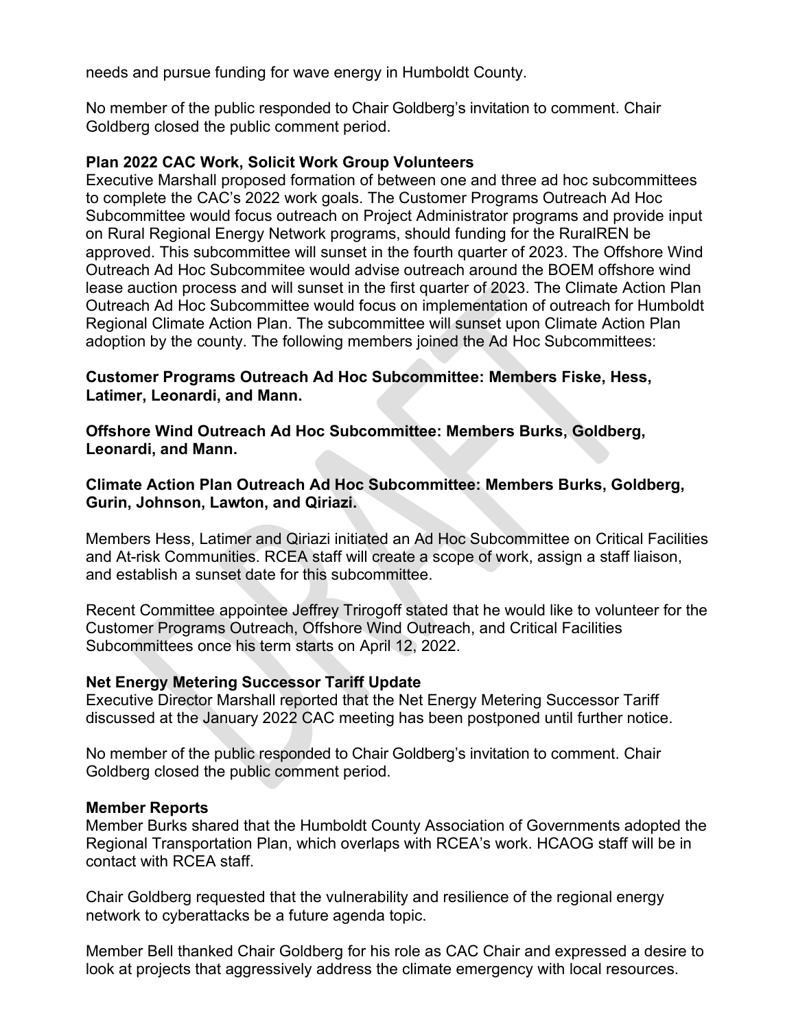needs and pursue funding for wave energy in Humboldt County.

No member of the public responded to Chair Goldberg's invitation to comment. Chair Goldberg closed the public comment period.

**Plan 2022 CAC Work, Solicit Work Group Volunteers**
Executive Marshall proposed formation of between one and three ad hoc subcommittees to complete the CAC's 2022 work goals. The Customer Programs Outreach Ad Hoc Subcommittee would focus outreach on Project Administrator programs and provide input on Rural Regional Energy Network programs, should funding for the RuralREN be approved. This subcommittee will sunset in the fourth quarter of 2023. The Offshore Wind Outreach Ad Hoc Subcommitee would advise outreach around the BOEM offshore wind lease auction process and will sunset in the first quarter of 2023. The Climate Action Plan Outreach Ad Hoc Subcommittee would focus on implementation of outreach for Humboldt Regional Climate Action Plan. The subcommittee will sunset upon Climate Action Plan adoption by the county. The following members joined the Ad Hoc Subcommittees:

**Customer Programs Outreach Ad Hoc Subcommittee: Members Fiske, Hess, Latimer, Leonardi, and Mann.**

**Offshore Wind Outreach Ad Hoc Subcommittee: Members Burks, Goldberg, Leonardi, and Mann.**

**Climate Action Plan Outreach Ad Hoc Subcommittee: Members Burks, Goldberg, Gurin, Johnson, Lawton, and Qiriazi.**

Members Hess, Latimer and Qiriazi initiated an Ad Hoc Subcommittee on Critical Facilities and At-risk Communities. RCEA staff will create a scope of work, assign a staff liaison, and establish a sunset date for this subcommittee.

Recent Committee appointee Jeffrey Trirogoff stated that he would like to volunteer for the Customer Programs Outreach, Offshore Wind Outreach, and Critical Facilities Subcommittees once his term starts on April 12, 2022.

**Net Energy Metering Successor Tariff Update**
Executive Director Marshall reported that the Net Energy Metering Successor Tariff discussed at the January 2022 CAC meeting has been postponed until further notice.

No member of the public responded to Chair Goldberg's invitation to comment. Chair Goldberg closed the public comment period.

**Member Reports**
Member Burks shared that the Humboldt County Association of Governments adopted the Regional Transportation Plan, which overlaps with RCEA's work. HCAOG staff will be in contact with RCEA staff.

Chair Goldberg requested that the vulnerability and resilience of the regional energy network to cyberattacks be a future agenda topic.

Member Bell thanked Chair Goldberg for his role as CAC Chair and expressed a desire to look at projects that aggressively address the climate emergency with local resources.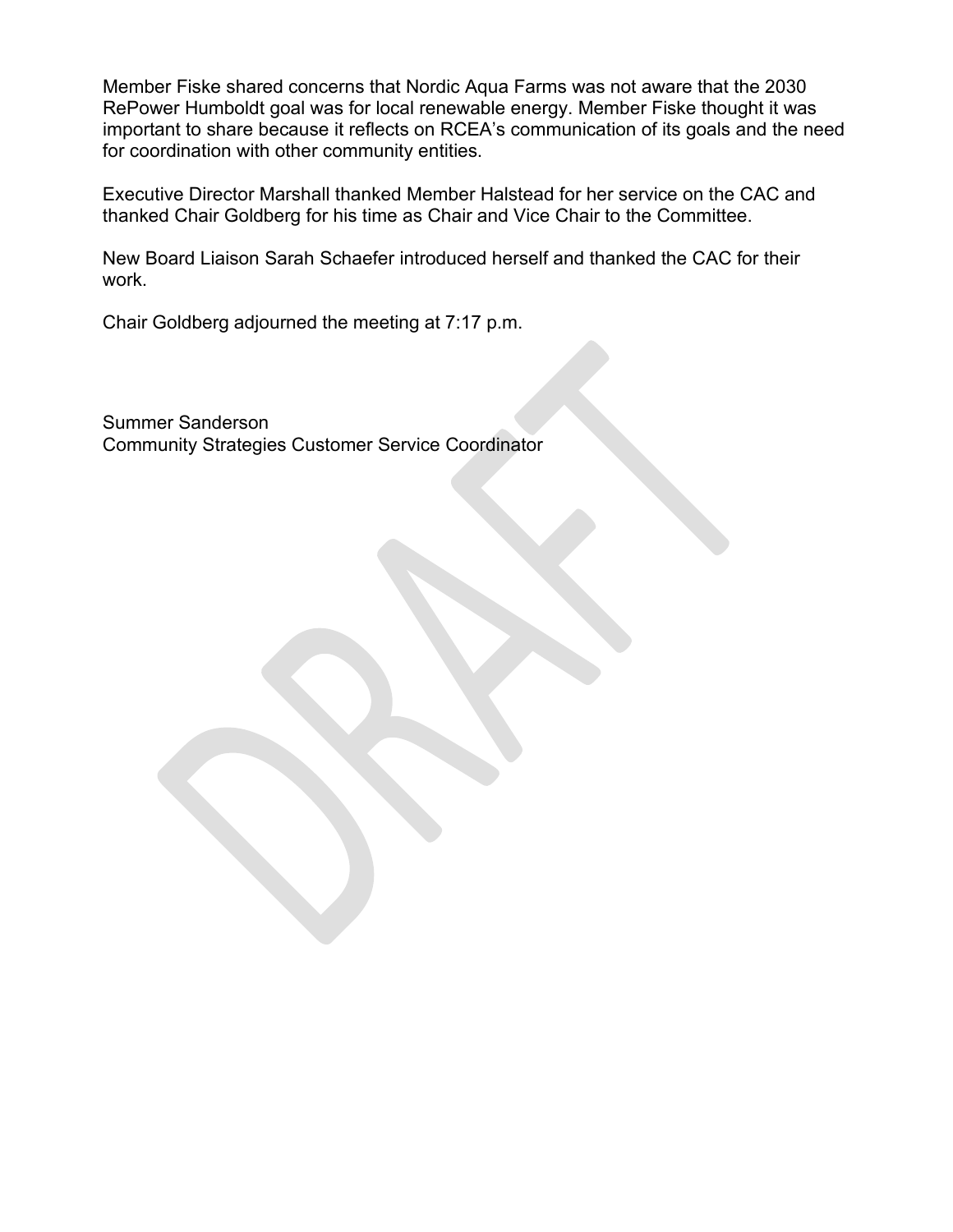Member Fiske shared concerns that Nordic Aqua Farms was not aware that the 2030 RePower Humboldt goal was for local renewable energy. Member Fiske thought it was important to share because it reflects on RCEA's communication of its goals and the need for coordination with other community entities.

Executive Director Marshall thanked Member Halstead for her service on the CAC and thanked Chair Goldberg for his time as Chair and Vice Chair to the Committee.

New Board Liaison Sarah Schaefer introduced herself and thanked the CAC for their work.

Chair Goldberg adjourned the meeting at 7:17 p.m.

Summer Sanderson
Community Strategies Customer Service Coordinator

DRAFT